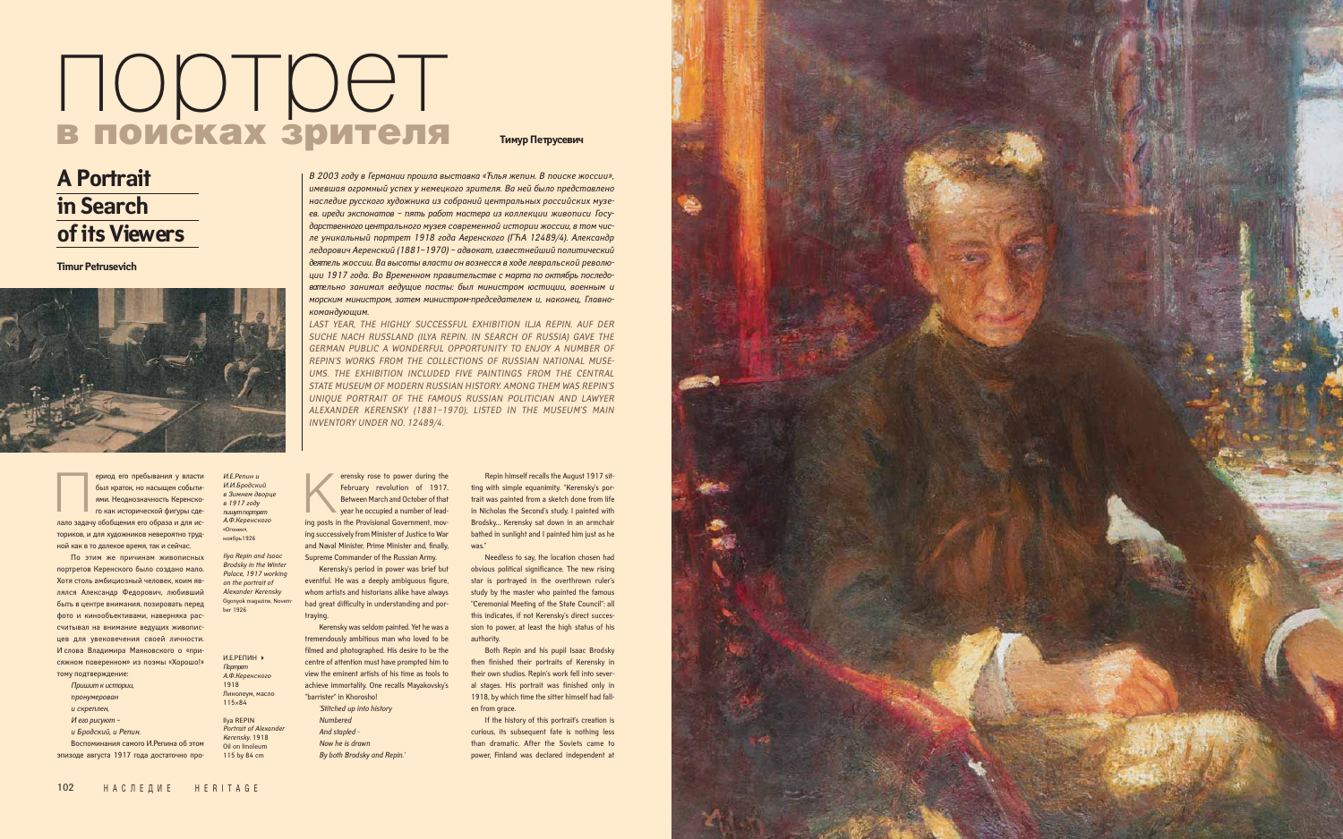# портрет в поисках зрителя

**Тимур Петрусевич**

# A Portrait in Search of its Viewers

**Timur Petrusevich**

*В 2003 году в Германии прошла выставка «Илья Репин. В поиске России», имевшая огромный успех у немецкого зрителя. На ней было представлено наследие русского художника из собраний центральных российских музеев. Среди экспонатов – пять работ мастера из коллекции живописи Государственного центрального музея современной истории России, в том числе уникальный портрет 1918 года Керенского (ГЦМСИР 12489/4). Александр Федорович Керенский (1881–1970) – адвокат, известнейший политический деятель России. На высоты власти он вознесся в ходе Февральской революции 1917 года. Во Временном правительстве с марта по октябрь последовательно занимал ведущие посты: был министром юстиции, военным и морским министром, затем министром-председателем и, наконец, Главнокомандующим.*

*LAST YEAR, THE HIGHLY SUCCESSFUL EXHIBITION ILJA REPIN. AUF DER SUCHE NACH RUSSLAND (ILYA REPIN. IN SEARCH OF RUSSIA) GAVE THE GERMAN PUBLIC A WONDERFUL OPPORTUNITY TO ENJOY A NUMBER OF REPIN'S WORKS FROM THE COLLECTIONS OF RUSSIAN NATIONAL MUSEUMS. THE EXHIBITION INCLUDED FIVE PAINTINGS FROM THE CENTRAL STATE MUSEUM OF MODERN RUSSIAN HISTORY. AMONG THEM WAS REPIN'S UNIQUE PORTRAIT OF THE FAMOUS RUSSIAN POLITICIAN AND LAWYER ALEXANDER KERENSKY (1881–1970), LISTED IN THE MUSEUM'S MAIN INVENTORY UNDER NO. 12489/4.*

*И.Е.Репин и И.И.Бродский в Зимнем дворце в 1917 году пишут портрет А.Ф.Керенского*
«Огонек», ноябрь 1926

*Ilya Repin and Isaac Brodsky in the Winter Palace, 1917 working on the portrait of Alexander Kerensky*
Ogonyok magazine, November 1926

Период его пребывания у власти был краток, но насыщен событиями. Неоднозначность Керенского как исторической фигуры сделало задачу обобщения его образа и для историков, и для художников невероятно трудной как в то далекое время, так и сейчас.

По этим же причинам живописных портретов Керенского было создано мало. Хотя столь амбициозный человек, коим являлся Александр Федорович, любивший быть в центре внимания, позировать перед фото и кинообъективами, наверняка рассчитывал на внимание ведущих живописцев для увековечения своей личности. И слова Владимира Маяковского о «присяжном поверенном» из поэмы «Хорошо!» тому подтверждение:

*Пришит к истории,*
*пронумерован*
*и скреплен,*
*И его рисуют –*
*и Бродский, и Репин.*

Воспоминания самого И.Репина об этом эпизоде августа 1917 года достаточно про-

И.Е.РЕПИН
*Портрет А.Ф.Керенского*
1918
Линолеум, масло
115×84

Ilya REPIN
*Portrait of Alexander Kerensky.* 1918
Oil on linoleum
115 by 84 cm

Kerensky rose to power during the February revolution of 1917. Between March and October of that year he occupied a number of leading posts in the Provisional Government, moving successively from Minister of Justice to War and Naval Minister, Prime Minister and, finally, Supreme Commander of the Russian Army.

Kerensky's period in power was brief but eventful. He was a deeply ambiguous figure, whom artists and historians alike have always had great difficulty in understanding and portraying.

Kerensky was seldom painted. Yet he was a tremendously ambitious man who loved to be centre of attention and photographed. His desire to be the centre of attention must have prompted him to view the eminent artists of his time as tools to achieve immortality. One recalls Mayakovsky's "barrister" in Khorosho!

*'Stitched up into history*
*Numbered*
*And stapled -*
*Now he is drawn*
*By both Brodsky and Repin.'*

Repin himself recalls the August 1917 sitting with simple equanimity. "Kerensky's portrait was painted from a sketch done from life in Nicholas the Second's study. I painted with Brodsky... Kerensky sat down in an armchair bathed in sunlight and I painted him just as he was."

Needless to say, the location chosen had obvious political significance. The new rising star is portrayed in the overthrown ruler's study by the master who painted the famous "Ceremonial Meeting of the State Council": all this indicates, if not Kerensky's direct succession to power, at least the high status of his authority.

Both Repin and his pupil Isaac Brodsky then finished their portraits of Kerensky in their own studios. Repin's work fell into several stages. His portrait was finished only in 1918, by which time the sitter himself had fallen from grace.

If the history of this portrait's creation is curious, its subsequent fate is nothing less than dramatic. After the Soviets came to power, Finland was declared independent at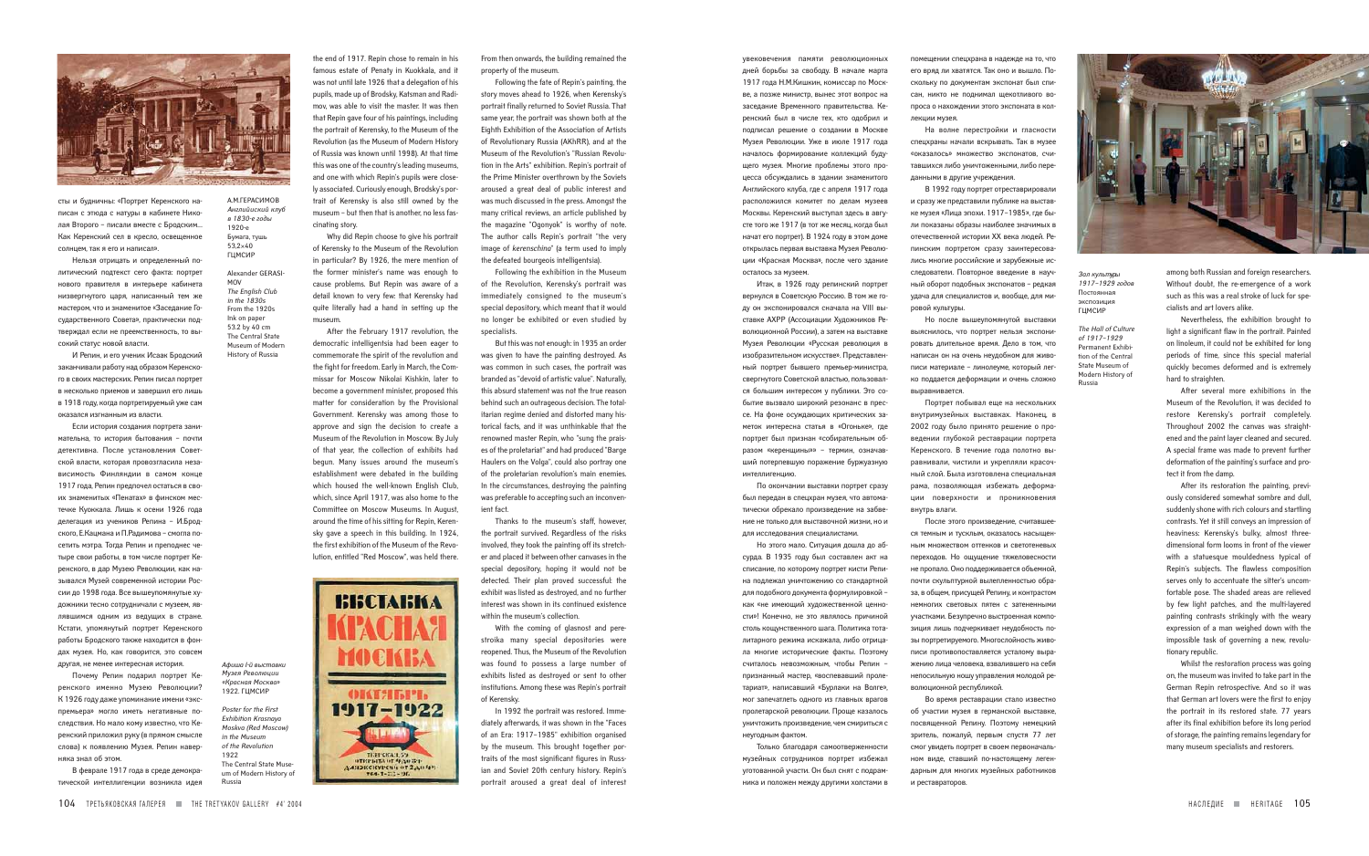сты и будничны: «Портрет Керенского написан с этюда с натуры в кабинете Николая Второго – писали вместе с Бродским... Как Керенский сел в кресло, освещенное солнцем, так я его и написал».

Нельзя отрицать и определенный политический подтекст сего факта: портрет нового правителя в интерьере кабинета низвергнутого царя, написанный тем же мастером, что и знаменитое «Заседание Государственного Совета», практически подтверждал если не преемственность, то высокий статус новой власти.

И Репин, и его ученик Исаак Бродский заканчивали работу над образом Керенского в своих мастерских. Репин писал портрет в несколько приемов и завершил его лишь в 1918 году, когда портретируемый уже сам оказался изгнанным из власти.

Если история создания портрета занимательна, то история бытования – почти детективна. После установления Советской власти, которая провозгласила независимость Финляндии в самом конце 1917 года, Репин предпочел остаться в своих знаменитых «Пенатах» в финском местечке Куоккала. Лишь к осени 1926 года делегация из учеников Репина – И.Бродского, Е.Кацмана и П.Радимова – смогла посетить мэтра. Тогда Репин и преподнес четыре свои работы, в том числе портрет Керенского, в дар Музею Революции, как назывался Музей современной истории России до 1998 года. Все вышеупомянутые художники тесно сотрудничали с музеем, являвшимся одним из ведущих в стране. Кстати, упомянутый портрет Керенского работы Бродского также находится в фондах музея. Но, как говорится, это совсем другая, не менее интересная история.

Почему Репин подарил портрет Керенского именно Музею Революции? К 1926 году даже упоминание имени «экс-премьера» могло иметь негативные последствия. Но мало кому известно, что Керенский приложил руку (в прямом смысле слова) к появлению Музея. Репин наверняка знал об этом.

В феврале 1917 года в среде демократической интеллигенции возникла идея увековечения памяти революционных дней борьбы за свободу. В начале марта 1917 года Н.М.Кишкин, комиссар по Москве, а позже министр, вынес этот вопрос на заседание Временного правительства. Керенский был в числе тех, кто одобрил и подписал решение о создании в Москве Музея Революции. Уже в июле 1917 года началось формирование коллекций будущего музея. Многие проблемы этого процесса обсуждались в здании знаменитого Английского клуба, где с апреля 1917 года расположился комитет по делам музеев Москвы. Керенский выступал здесь в августе того же 1917 года (в тот же месяц, когда был начат его портрет). В 1924 году в этом доме открылась первая выставка Музея Революции «Красная Москва», после чего здание осталось за музеем.

Итак, в 1926 году репинский портрет вернулся в Советскую Россию. В том же году он экспонировался сначала на VIII выставке АХРР (Ассоциации Художников Революционной России), а затем на выставке Музея Революции «Русская революция в изобразительном искусстве». Представленный портрет бывшего премьер-министра, свергнутого Советской властью, пользовался большим интересом у публики. Это событие вызвало широкий резонанс в прессе. На фоне осуждающих критических заметок интересна статья в «Огоньке», где портрет был признан «собирательным образом «керенщины»» – термин, означавший потерпевшую поражение буржуазную интеллигенцию.

По окончании выставки портрет сразу был передан в спецхран музея, что автоматически обрекло произведение на забвение не только для выставочной жизни, но и для исследования специалистами.

Но этого мало. Ситуация дошла до абсурда. В 1935 году был составлен акт на списание, по которому портрет кисти Репина подлежал уничтожению со стандартной для подобного документа формулировкой – как «не имеющий художественной ценности»! Конечно, не это являлось причиной столь кощунственного шага. Политика тоталитарного режима искажала, либо отрицала многие исторические факты. Поэтому считалось невозможным, чтобы Репин – признанный мастер, «воспевавший пролетариат», написавший «Бурлаки на Волге», мог запечатлеть одного из главных врагов пролетарской революции. Проще казалось уничтожить произведение, чем смириться с неугодным фактом.

Только благодаря самоотверженности музейных сотрудников портрет избежал уготованной участи. Он был снят с подрамника и положен между другими холстами в помещении спецхрана в надежде на то, что его вряд ли хватятся. Так оно и вышло. Поскольку по документам экспонат был списан, никто не поднимал щекотливого вопроса о нахождении этого экспоната в коллекции музея.

На волне перестройки и гласности спецхраны начали вскрывать. Так в музее «оказалось» множество экспонатов, считавшихся либо уничтоженными, либо переданными в другие учреждения.

В 1992 году портрет отреставрировали и сразу же представили публике на выставке музея «Лица эпохи. 1917–1985», где были показаны образы наиболее значимых в отечественной истории XX века людей. Репинским портретом сразу заинтересовались многие российские и зарубежные исследователи. Повторное введение в научный оборот подобных экспонатов – редкая удача для специалистов и, вообще, для мировой культуры.

Но после вышеупомянутой выставки выяснилось, что портрет нельзя экспонировать длительное время. Дело в том, что написан он на очень неудобном для живописи материале – линолеуме, который легко поддается деформации и очень сложно выравнивается.

Портрет побывал еще на нескольких внутримузейных выставках. Наконец, в 2002 году было принято решение о проведении глубокой реставрации портрета Керенского. В течение года полотно выравнивали, чистили и укрепляли красочный слой. Была изготовлена специальная рама, позволяющая избежать деформации поверхности и проникновения внутрь влаги.

После этого произведение, считавшееся темным и тусклым, оказалось насыщенным множеством оттенков и светотеневых переходов. Но ощущение тяжеловесности не пропало. Оно поддерживается объемной, почти скульптурной вылепленностью образа, в общем, присущей Репину, и контрастом немногих световых пятен с затененными участками. Безупречно выстроенная композиция лишь подчеркивает неудобность позы портретируемого. Многослойность живописи противопоставляется усталому выражению лица человека, взвалившего на себя непосильную ношу управления молодой революционной республикой.

Во время реставрации стало известно об участии музея в германской выставке, посвященной Репину. Поэтому немецкий зритель, пожалуй, первым спустя 77 лет смог увидеть портрет в своем первоначальном виде, ставший по-настоящему легендарным для многих музейных работников и реставраторов.

А.М.ГЕРАСИМОВ
*Английский клуб в 1830-е годы*
1920-е
Бумага, тушь
53,2×40
ГЦМСИР

Alexander GERASIMOV
*The English Club in the 1830s*
From the 1920s
Ink on paper
53.2 by 40 cm
The Central State Museum of Modern History of Russia

*Афиша I-й выставки Музея Революции «Красная Москва»*
1922. ГЦМСИР

*Poster for the First Exhibition Krasnaya Moskva (Red Moscow) in the Museum of the Revolution*
1922
The Central State Museum of Modern History of Russia

*Зал культуры 1917–1929 годов*
Постоянная экспозиция
ГЦМСИР

*The Hall of Culture of 1917–1929*
Permanent Exhibition of the Central State Museum of Modern History of Russia

the end of 1917. Repin chose to remain in his famous estate of Penaty in Kuokkala, and it was not until late 1926 that a delegation of his pupils, made up of Brodsky, Katsman and Radimov, was able to visit the master. It was then that Repin gave four of his paintings, including the portrait of Kerensky, to the Museum of the Revolution (as the Museum of Modern History of Russia was known until 1998). At that time this was one of the country's leading museums, and one with which Repin's pupils were closely associated. Curiously enough, Brodsky's portrait of Kerensky is also still owned by the museum – but then that is another, no less fascinating story.

Why did Repin choose to give his portrait of Kerensky to the Museum of the Revolution in particular? By 1926, the mere mention of the former minister's name was enough to cause problems. But Repin was aware of a detail known to very few: that Kerensky had quite literally had a hand in setting up the museum.

After the February 1917 revolution, the democratic intelligentsia had been eager to commemorate the spirit of the revolution and the fight for freedom. Early in March, the Commissar for Moscow Nikolai Kishkin, later to become a government minister, proposed this matter for consideration by the Provisional Government. Kerensky was among those to approve and sign the decision to create a Museum of the Revolution in Moscow. By July of that year, the collection of exhibits had begun. Many issues around the museum's establishment were debated in the building which housed the well-known English Club, which, since April 1917, was also home to the Committee on Moscow Museums. In August, around the time of his sitting for Repin, Kerensky gave a speech in this building. In 1924, the first exhibition of the Museum of the Revolution, entitled "Red Moscow", was held there. From then onwards, the building remained the property of the museum.

Following the fate of Repin's painting, the story moves ahead to 1926, when Kerensky's portrait finally returned to Soviet Russia. That same year, the portrait was shown both at the Eighth Exhibition of the Association of Artists of Revolutionary Russia (AKhRR), and at the Museum of the Revolution's "Russian Revolution in the Arts" exhibition. Repin's portrait of the Prime Minister overthrown by the Soviets aroused a great deal of public interest and was much discussed in the press. Amongst the many critical reviews, an article published by the magazine "Ogonyok" is worthy of note. The author calls Repin's portrait "the very image of *kerenshchina*" (a term used to imply the defeated bourgeois intelligentsia).

Following the exhibition in the Museum of the Revolution, Kerensky's portrait was immediately consigned to the museum's special depository, which meant that it would no longer be exhibited or even studied by specialists.

But this was not enough: in 1935 an order was given to have the painting destroyed. As was common in such cases, the portrait was branded as "devoid of artistic value". Naturally, this absurd statement was not the true reason behind such an outrageous decision. The totalitarian regime denied and distorted many historical facts, and it was unthinkable that the renowned master Repin, who "sung the praises of the proletariat" and had produced "Barge Haulers on the Volga", could also portray one of the proletarian revolution's main enemies. In the circumstances, destroying the painting was preferable to accepting such an inconvenient fact.

Thanks to the museum's staff, however, the portrait survived. Regardless of the risks involved, they took the painting off its stretcher and placed it between other canvases in the special depository, hoping it would not be detected. Their plan proved successful: the exhibit was listed as destroyed, and no further interest was shown in its continued existence within the museum's collection.

With the coming of glasnost and perestroika many special depositories were reopened. Thus, the Museum of the Revolution was found to possess a large number of exhibits listed as destroyed or sent to other institutions. Among these was Repin's portrait of Kerensky.

In 1992 the portrait was restored. Immediately afterwards, it was shown in the "Faces of an Era: 1917–1985" exhibition organised by the museum. This brought together portraits of the most significant figures in Russian and Soviet 20th century history. Repin's portrait aroused a great deal of interest among both Russian and foreign researchers. Without doubt, the re-emergence of a work such as this was a real stroke of luck for specialists and art lovers alike.

Nevertheless, the exhibition brought to light a significant flaw in the portrait. Painted on linoleum, it could not be exhibited for long periods of time, since this special material quickly becomes deformed and is extremely hard to straighten.

After several more exhibitions in the Museum of the Revolution, it was decided to restore Kerensky's portrait completely. Throughout 2002 the canvas was straightened and the paint layer cleaned and secured. A special frame was made to prevent further deformation of the painting's surface and protect it from the damp.

After its restoration the painting, previously considered somewhat sombre and dull, suddenly shone with rich colours and startling contrasts. Yet it still conveys an impression of heaviness: Kerensky's bulky, almost three-dimensional form looms in front of the viewer with a statuesque mouldedness typical of Repin's subjects. The flawless composition serves only to accentuate the sitter's uncomfortable pose. The shaded areas are relieved by few light patches, and the multi-layered painting contrasts strikingly with the weary expression of a man weighed down with the impossible task of governing a new, revolutionary republic.

Whilst the restoration process was going on, the museum was invited to take part in the German Repin retrospective. And so it was that German art lovers were the first to enjoy the portrait in its restored state. 77 years after its final exhibition before its long period of storage, the painting remains legendary for many museum specialists and restorers.